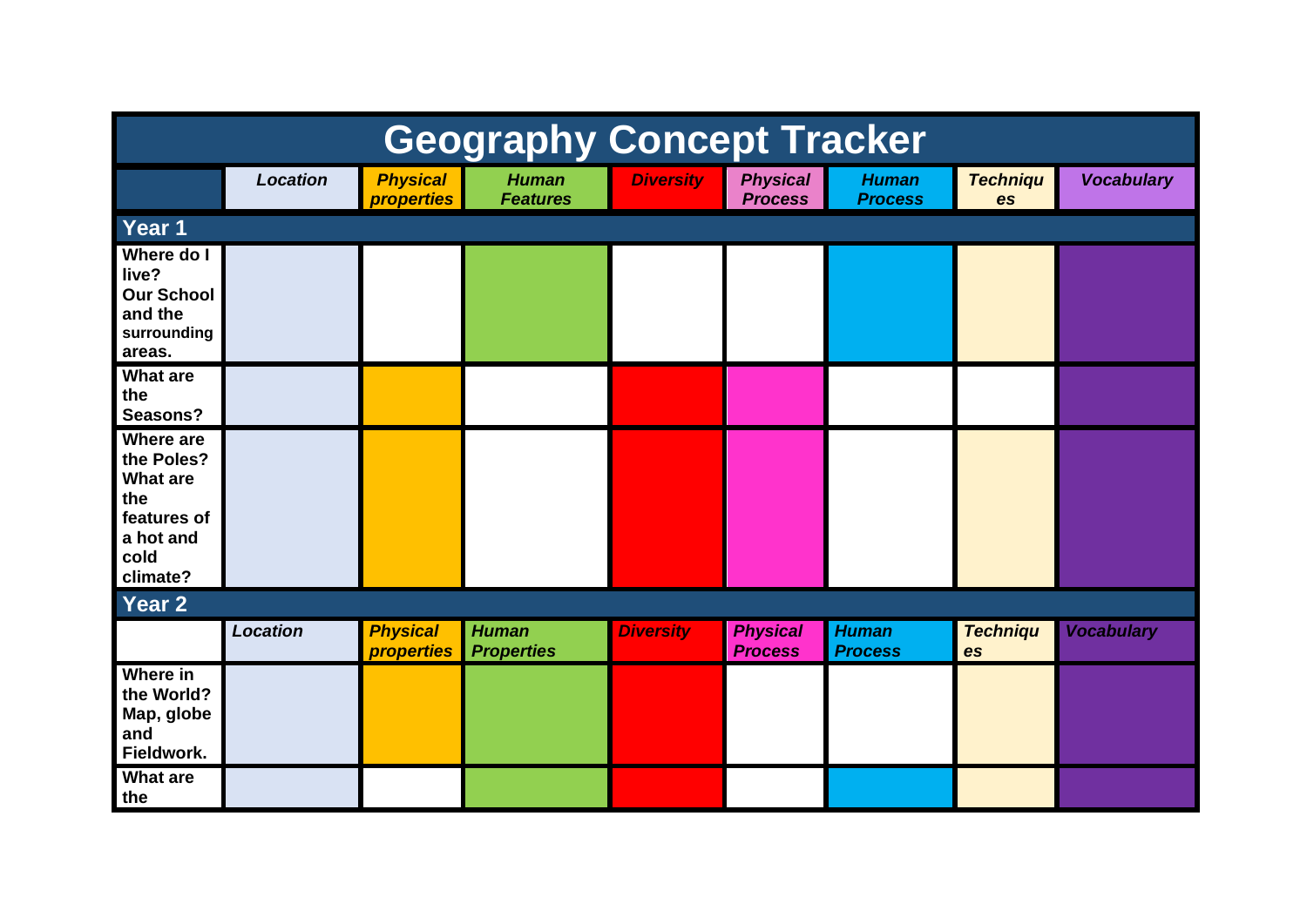# Geography Concept Tracker

| | *Location* | *Physical properties* | *Human Features* | *Diversity* | *Physical Process* | *Human Process* | *Techniques* | *Vocabulary* |
|---|---|---|---|---|---|---|---|---|
| **Year 1** | | | | | | | | |
| **Where do I live? Our School and the surrounding areas.** | | | | | | | | |
| **What are the Seasons?** | | | | | | | | |
| **Where are the Poles? What are the features of a hot and cold climate?** | | | | | | | | |
| **Year 2** | | | | | | | | |
| | *Location* | *Physical properties* | *Human Properties* | *Diversity* | *Physical Process* | *Human Process* | *Techniques* | *Vocabulary* |
| **Where in the World? Map, globe and Fieldwork.** | | | | | | | | |
| **What are the** | | | | | | | | |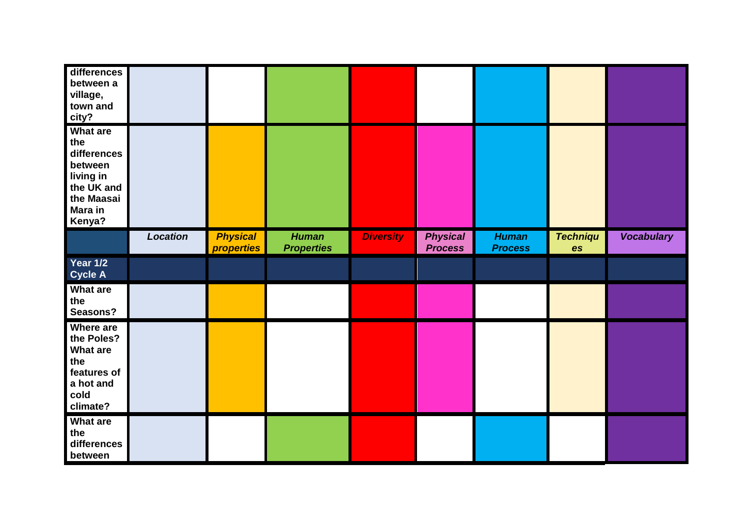| | | | | | | | | |
|---|---|---|---|---|---|---|---|---|
| **differences between a village, town and city?** | | | | | | | | |
| **What are the differences between living in the UK and the Maasai Mara in Kenya?** | | | | | | | | |
| | ***Location*** | ***Physical properties*** | ***Human Properties*** | ***Diversity*** | ***Physical Process*** | ***Human Process*** | ***Techniques*** | ***Vocabulary*** |
| **Year 1/2 Cycle A** | | | | | | | | |
| **What are the Seasons?** | | | | | | | | |
| **Where are the Poles? What are the features of a hot and cold climate?** | | | | | | | | |
| **What are the differences between** | | | | | | | | |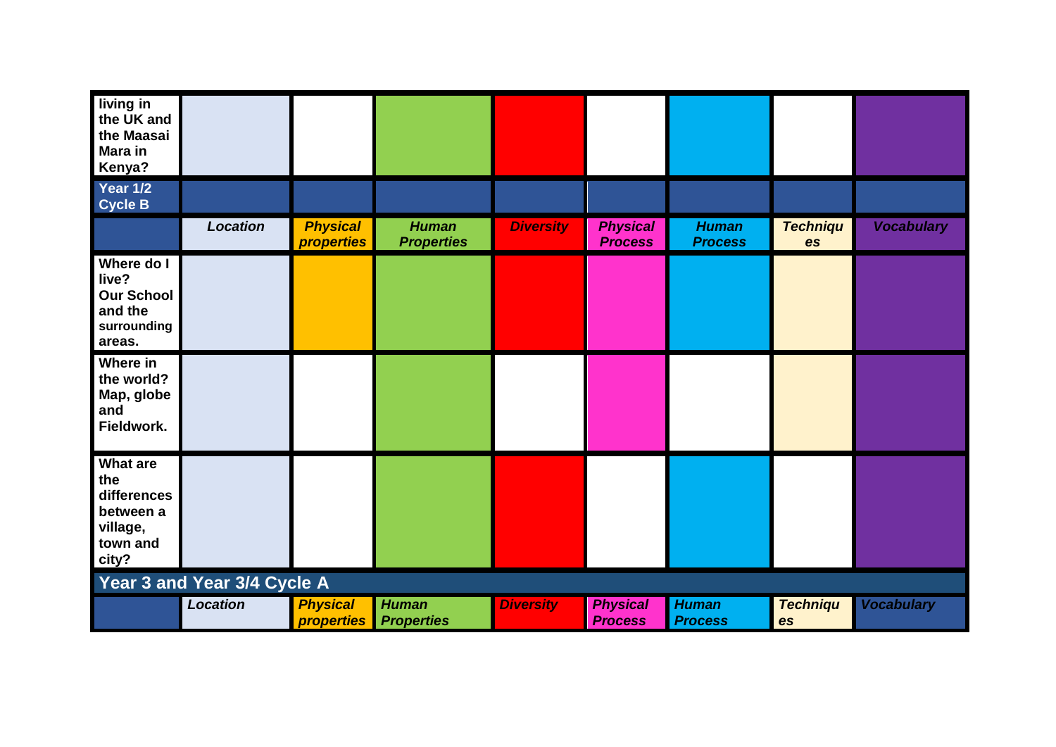| | | | | | | | | |
|---|---|---|---|---|---|---|---|---|
| **living in the UK and the Maasai Mara in Kenya?** | | | | | | | | |
| **Year 1/2 Cycle B** | | | | | | | | |
| | ***Location*** | ***Physical properties*** | ***Human Properties*** | ***Diversity*** | ***Physical Process*** | ***Human Process*** | ***Techniques*** | ***Vocabulary*** |
| **Where do I live? Our School and the surrounding areas.** | | | | | | | | |
| **Where in the world? Map, globe and Fieldwork.** | | | | | | | | |
| **What are the differences between a village, town and city?** | | | | | | | | |
| **Year 3 and Year 3/4 Cycle A** | | | | | | | | |
| | ***Location*** | ***Physical properties*** | ***Human Properties*** | ***Diversity*** | ***Physical Process*** | ***Human Process*** | ***Techniques*** | ***Vocabulary*** |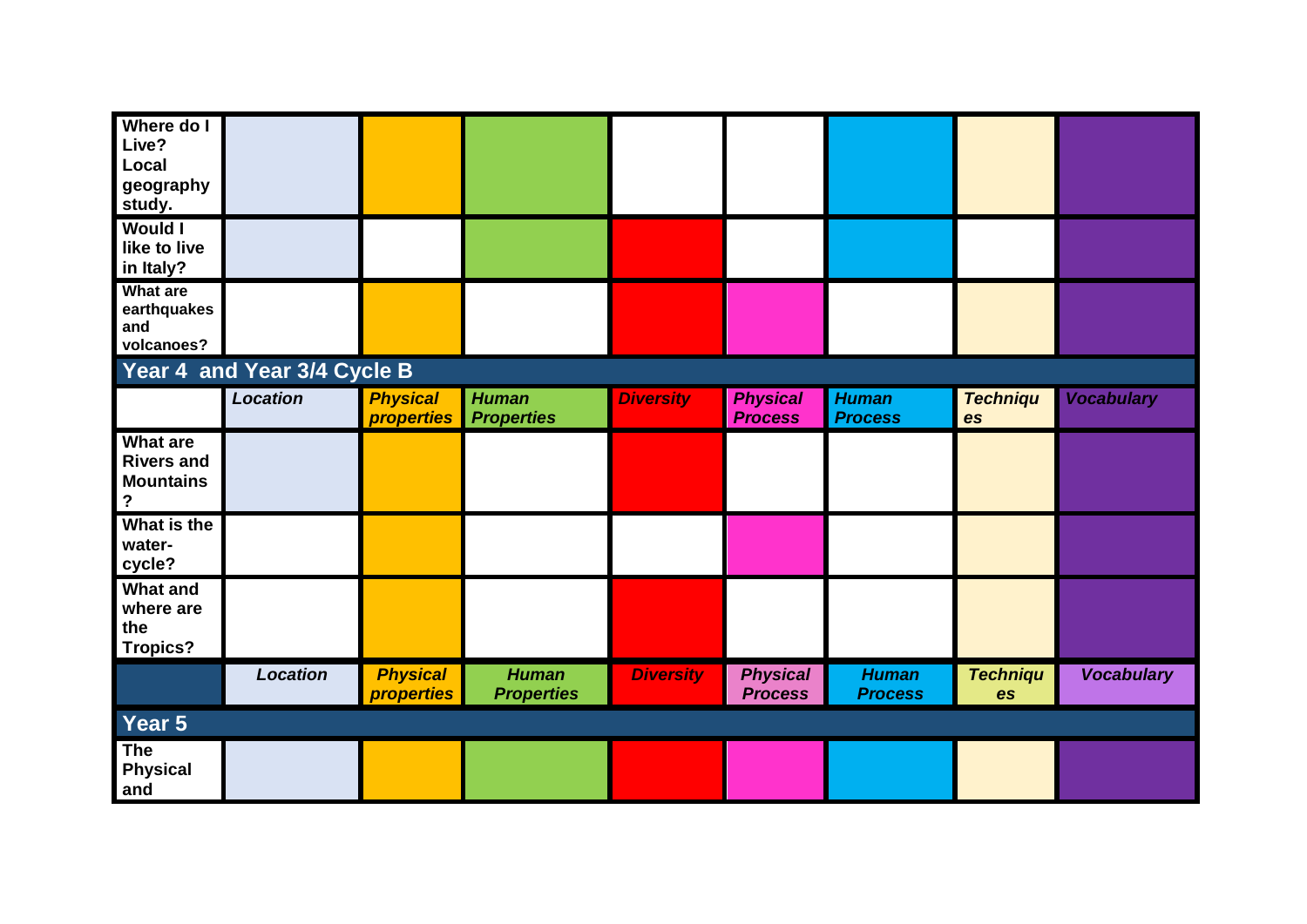| | | | | | | | | |
|---|---|---|---|---|---|---|---|---|
| **Where do I Live? Local geography study.** | | | | | | | | |
| **Would I like to live in Italy?** | | | | | | | | |
| **What are earthquakes and volcanoes?** | | | | | | | | |
| **Year 4 and Year 3/4 Cycle B** | | | | | | | | |
| | ***Location*** | ***Physical properties*** | ***Human Properties*** | ***Diversity*** | ***Physical Process*** | ***Human Process*** | ***Techniques*** | ***Vocabulary*** |
| **What are Rivers and Mountains?** | | | | | | | | |
| **What is the water-cycle?** | | | | | | | | |
| **What and where are the Tropics?** | | | | | | | | |
| | ***Location*** | ***Physical properties*** | ***Human Properties*** | ***Diversity*** | ***Physical Process*** | ***Human Process*** | ***Techniques*** | ***Vocabulary*** |
| **Year 5** | | | | | | | | |
| **The Physical and** | | | | | | | | |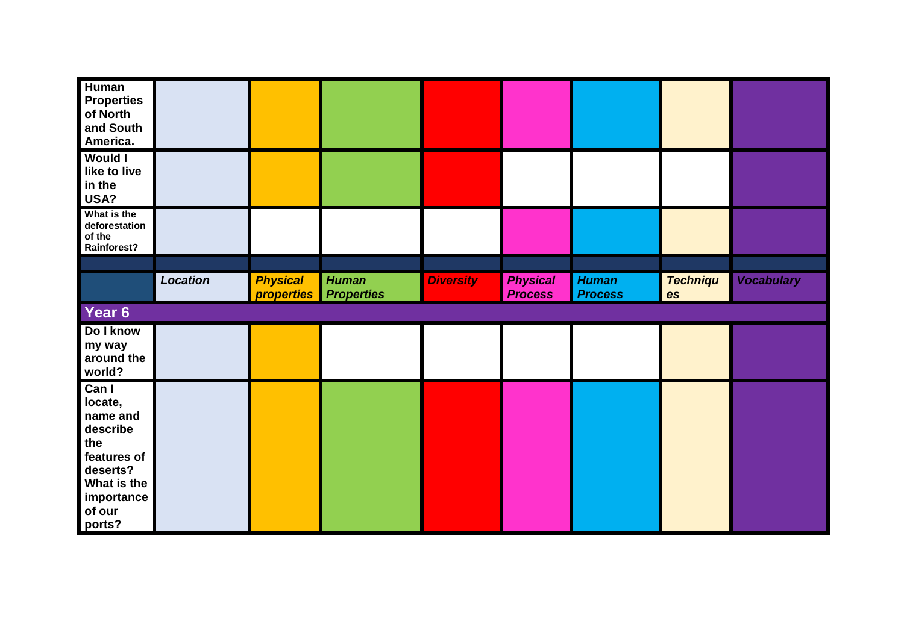| | | | | | | | | |
|---|---|---|---|---|---|---|---|---|
| **Human Properties of North and South America.** | | | | | | | | |
| **Would I like to live in the USA?** | | | | | | | | |
| **What is the deforestation of the Rainforest?** | | | | | | | | |
| | | | | | | | | |
| | ***Location*** | ***Physical properties*** | ***Human Properties*** | ***Diversity*** | ***Physical Process*** | ***Human Process*** | ***Techniques*** | ***Vocabulary*** |
| **Year 6** | | | | | | | | |
| **Do I know my way around the world?** | | | | | | | | |
| **Can I locate, name and describe the features of deserts? What is the importance of our ports?** | | | | | | | | |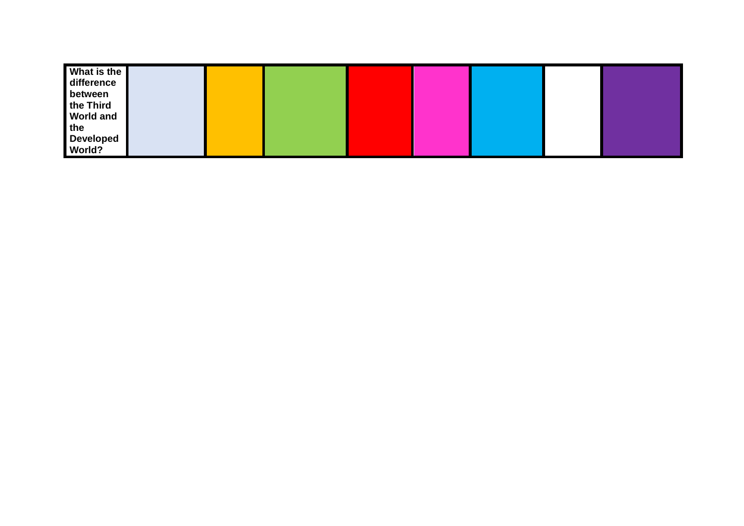| | | | | | | | | |
|---|---|---|---|---|---|---|---|---|
| **What is the difference between the Third World and the Developed World?** | | | | | | | | |